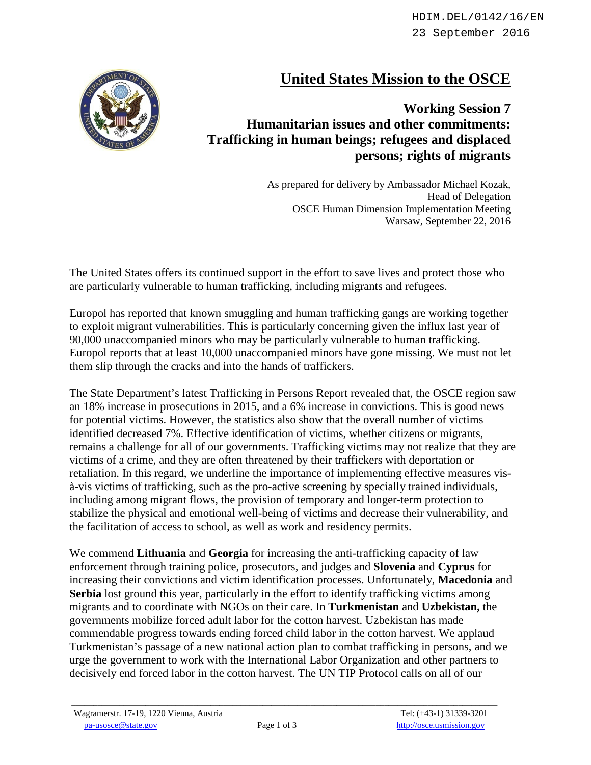HDIM.DEL/0142/16/EN
23 September 2016

# United States Mission to the OSCE

## Working Session 7
## Humanitarian issues and other commitments: Trafficking in human beings; refugees and displaced persons; rights of migrants

As prepared for delivery by Ambassador Michael Kozak,
Head of Delegation
OSCE Human Dimension Implementation Meeting
Warsaw, September 22, 2016

The United States offers its continued support in the effort to save lives and protect those who are particularly vulnerable to human trafficking, including migrants and refugees.

Europol has reported that known smuggling and human trafficking gangs are working together to exploit migrant vulnerabilities. This is particularly concerning given the influx last year of 90,000 unaccompanied minors who may be particularly vulnerable to human trafficking. Europol reports that at least 10,000 unaccompanied minors have gone missing. We must not let them slip through the cracks and into the hands of traffickers.

The State Department's latest Trafficking in Persons Report revealed that, the OSCE region saw an 18% increase in prosecutions in 2015, and a 6% increase in convictions. This is good news for potential victims. However, the statistics also show that the overall number of victims identified decreased 7%. Effective identification of victims, whether citizens or migrants, remains a challenge for all of our governments. Trafficking victims may not realize that they are victims of a crime, and they are often threatened by their traffickers with deportation or retaliation. In this regard, we underline the importance of implementing effective measures vis-à-vis victims of trafficking, such as the pro-active screening by specially trained individuals, including among migrant flows, the provision of temporary and longer-term protection to stabilize the physical and emotional well-being of victims and decrease their vulnerability, and the facilitation of access to school, as well as work and residency permits.

We commend **Lithuania** and **Georgia** for increasing the anti-trafficking capacity of law enforcement through training police, prosecutors, and judges and **Slovenia** and **Cyprus** for increasing their convictions and victim identification processes. Unfortunately, **Macedonia** and **Serbia** lost ground this year, particularly in the effort to identify trafficking victims among migrants and to coordinate with NGOs on their care. In **Turkmenistan** and **Uzbekistan,** the governments mobilize forced adult labor for the cotton harvest. Uzbekistan has made commendable progress towards ending forced child labor in the cotton harvest. We applaud Turkmenistan's passage of a new national action plan to combat trafficking in persons, and we urge the government to work with the International Labor Organization and other partners to decisively end forced labor in the cotton harvest. The UN TIP Protocol calls on all of our

Wagramerstr. 17-19, 1220 Vienna, Austria
pa-usosce@state.gov
Tel: (+43-1) 31339-3201
http://osce.usmission.gov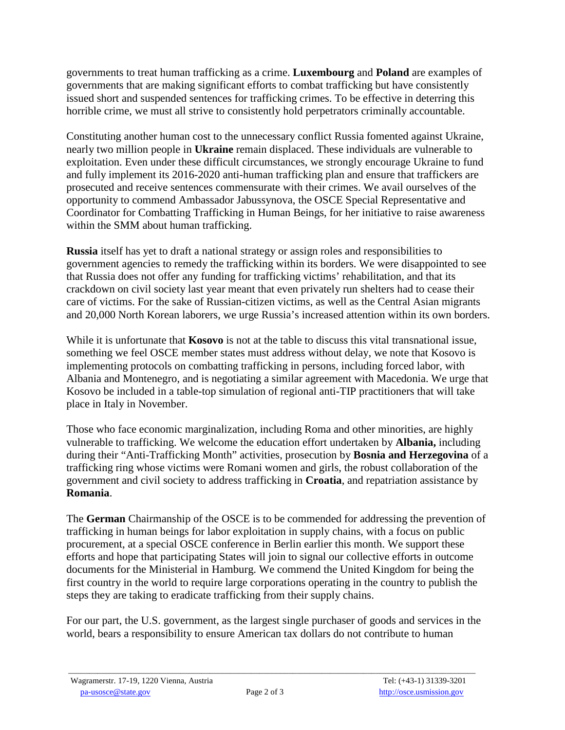governments to treat human trafficking as a crime. **Luxembourg** and **Poland** are examples of governments that are making significant efforts to combat trafficking but have consistently issued short and suspended sentences for trafficking crimes. To be effective in deterring this horrible crime, we must all strive to consistently hold perpetrators criminally accountable.

Constituting another human cost to the unnecessary conflict Russia fomented against Ukraine, nearly two million people in **Ukraine** remain displaced. These individuals are vulnerable to exploitation. Even under these difficult circumstances, we strongly encourage Ukraine to fund and fully implement its 2016-2020 anti-human trafficking plan and ensure that traffickers are prosecuted and receive sentences commensurate with their crimes. We avail ourselves of the opportunity to commend Ambassador Jabussynova, the OSCE Special Representative and Coordinator for Combatting Trafficking in Human Beings, for her initiative to raise awareness within the SMM about human trafficking.

**Russia** itself has yet to draft a national strategy or assign roles and responsibilities to government agencies to remedy the trafficking within its borders. We were disappointed to see that Russia does not offer any funding for trafficking victims' rehabilitation, and that its crackdown on civil society last year meant that even privately run shelters had to cease their care of victims. For the sake of Russian-citizen victims, as well as the Central Asian migrants and 20,000 North Korean laborers, we urge Russia's increased attention within its own borders.

While it is unfortunate that **Kosovo** is not at the table to discuss this vital transnational issue, something we feel OSCE member states must address without delay, we note that Kosovo is implementing protocols on combatting trafficking in persons, including forced labor, with Albania and Montenegro, and is negotiating a similar agreement with Macedonia. We urge that Kosovo be included in a table-top simulation of regional anti-TIP practitioners that will take place in Italy in November.

Those who face economic marginalization, including Roma and other minorities, are highly vulnerable to trafficking. We welcome the education effort undertaken by **Albania,** including during their "Anti-Trafficking Month" activities, prosecution by **Bosnia and Herzegovina** of a trafficking ring whose victims were Romani women and girls, the robust collaboration of the government and civil society to address trafficking in **Croatia**, and repatriation assistance by **Romania**.

The **German** Chairmanship of the OSCE is to be commended for addressing the prevention of trafficking in human beings for labor exploitation in supply chains, with a focus on public procurement, at a special OSCE conference in Berlin earlier this month. We support these efforts and hope that participating States will join to signal our collective efforts in outcome documents for the Ministerial in Hamburg. We commend the United Kingdom for being the first country in the world to require large corporations operating in the country to publish the steps they are taking to eradicate trafficking from their supply chains.

For our part, the U.S. government, as the largest single purchaser of goods and services in the world, bears a responsibility to ensure American tax dollars do not contribute to human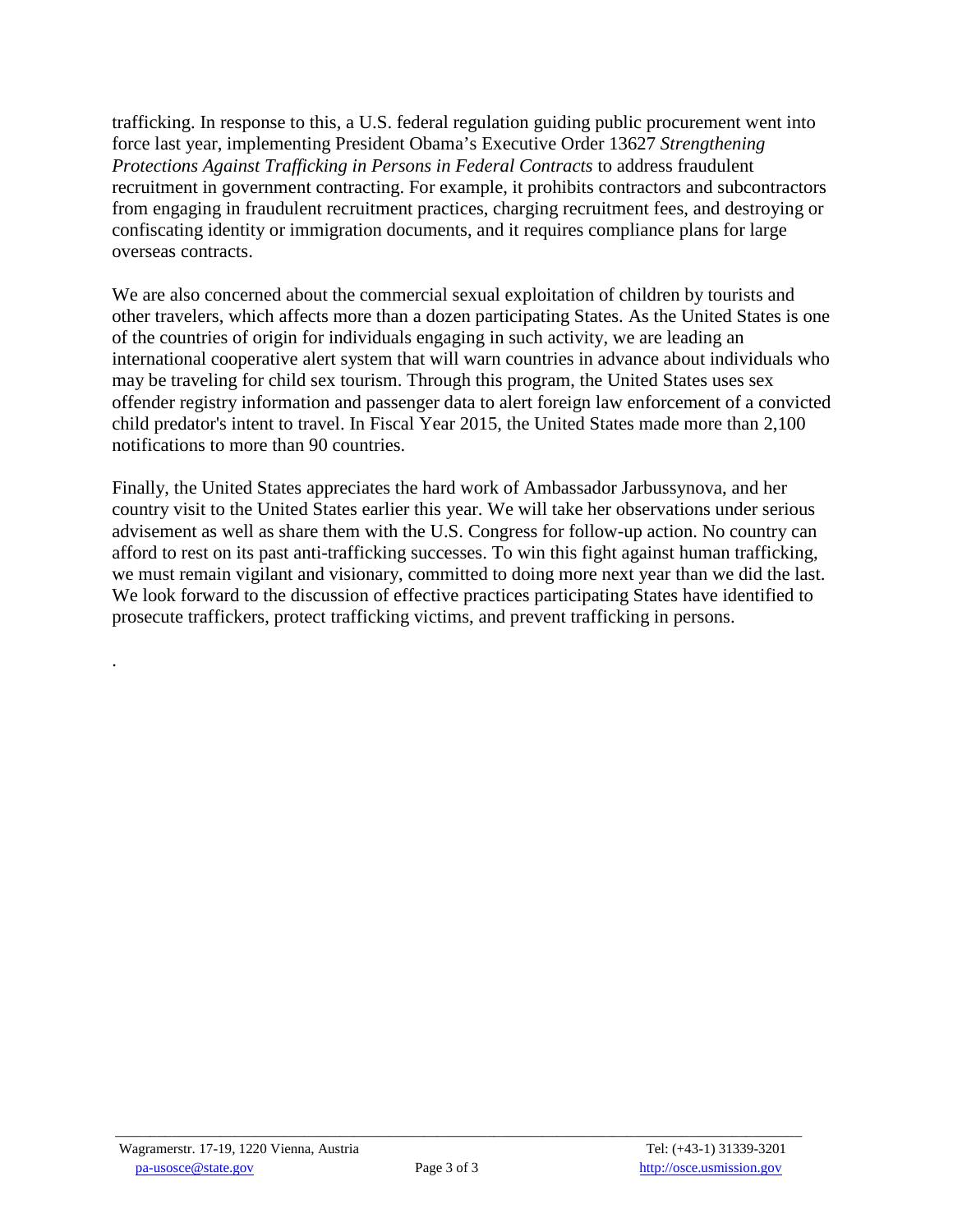trafficking. In response to this, a U.S. federal regulation guiding public procurement went into force last year, implementing President Obama's Executive Order 13627 *Strengthening Protections Against Trafficking in Persons in Federal Contracts* to address fraudulent recruitment in government contracting. For example, it prohibits contractors and subcontractors from engaging in fraudulent recruitment practices, charging recruitment fees, and destroying or confiscating identity or immigration documents, and it requires compliance plans for large overseas contracts.

We are also concerned about the commercial sexual exploitation of children by tourists and other travelers, which affects more than a dozen participating States. As the United States is one of the countries of origin for individuals engaging in such activity, we are leading an international cooperative alert system that will warn countries in advance about individuals who may be traveling for child sex tourism. Through this program, the United States uses sex offender registry information and passenger data to alert foreign law enforcement of a convicted child predator's intent to travel. In Fiscal Year 2015, the United States made more than 2,100 notifications to more than 90 countries.

Finally, the United States appreciates the hard work of Ambassador Jarbussynova, and her country visit to the United States earlier this year. We will take her observations under serious advisement as well as share them with the U.S. Congress for follow-up action. No country can afford to rest on its past anti-trafficking successes. To win this fight against human trafficking, we must remain vigilant and visionary, committed to doing more next year than we did the last. We look forward to the discussion of effective practices participating States have identified to prosecute traffickers, protect trafficking victims, and prevent trafficking in persons.

.